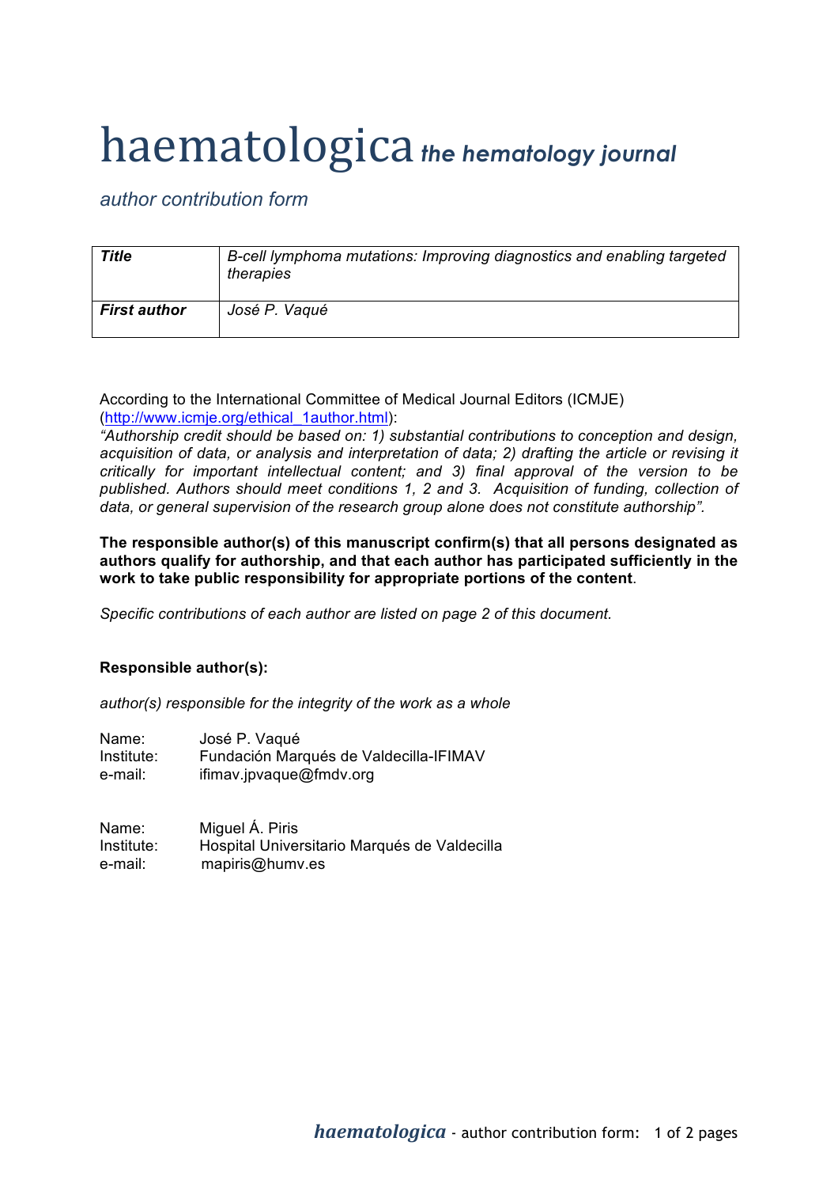# haematologica *the hematology journal*

*author contribution form*

| *Title* | *B-cell lymphoma mutations: Improving diagnostics and enabling targeted therapies* |
|---|---|
| ***First author*** | *José P. Vaqué* |

According to the International Committee of Medical Journal Editors (ICMJE) (http://www.icmje.org/ethical_1author.html):
*"Authorship credit should be based on: 1) substantial contributions to conception and design, acquisition of data, or analysis and interpretation of data; 2) drafting the article or revising it critically for important intellectual content; and 3) final approval of the version to be published. Authors should meet conditions 1, 2 and 3. Acquisition of funding, collection of data, or general supervision of the research group alone does not constitute authorship".*

**The responsible author(s) of this manuscript confirm(s) that all persons designated as authors qualify for authorship, and that each author has participated sufficiently in the work to take public responsibility for appropriate portions of the content**.

*Specific contributions of each author are listed on page 2 of this document.*

**Responsible author(s):**

*author(s) responsible for the integrity of the work as a whole*

Name: José P. Vaqué
Institute: Fundación Marqués de Valdecilla-IFIMAV
e-mail: ifimav.jpvaque@fmdv.org

Name: Miguel Á. Piris
Institute: Hospital Universitario Marqués de Valdecilla
e-mail: mapiris@humv.es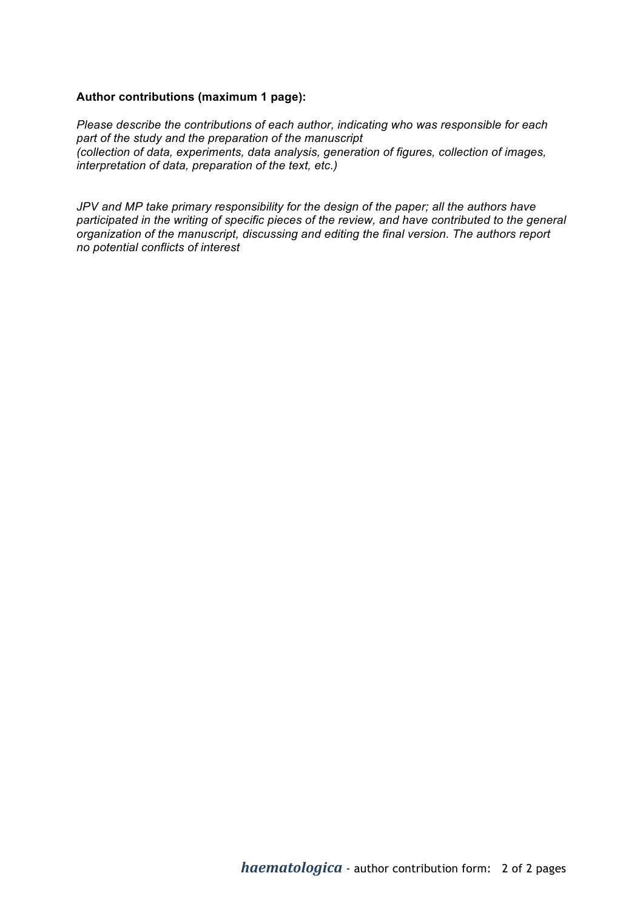**Author contributions (maximum 1 page):**

*Please describe the contributions of each author, indicating who was responsible for each part of the study and the preparation of the manuscript (collection of data, experiments, data analysis, generation of figures, collection of images, interpretation of data, preparation of the text, etc.)*

*JPV and MP take primary responsibility for the design of the paper; all the authors have participated in the writing of specific pieces of the review, and have contributed to the general organization of the manuscript, discussing and editing the final version. The authors report no potential conflicts of interest*